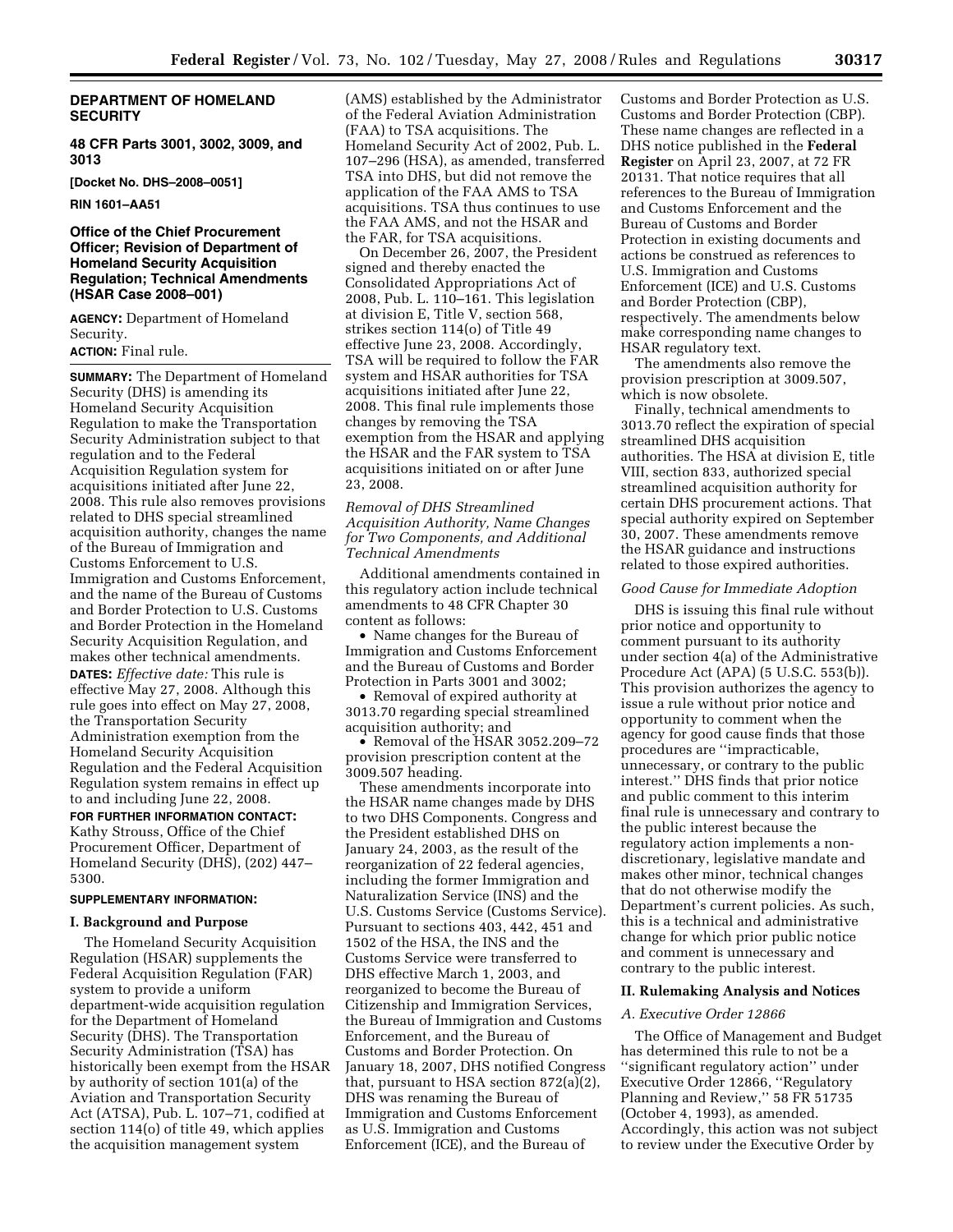**DEPARTMENT OF HOMELAND SECURITY**

**48 CFR Parts 3001, 3002, 3009, and 3013**

**[Docket No. DHS–2008–0051]**

**RIN 1601–AA51**

## Office of the Chief Procurement Officer; Revision of Department of Homeland Security Acquisition Regulation; Technical Amendments (HSAR Case 2008–001)

**AGENCY:** Department of Homeland Security.

**ACTION:** Final rule.

**SUMMARY:** The Department of Homeland Security (DHS) is amending its Homeland Security Acquisition Regulation to make the Transportation Security Administration subject to that regulation and to the Federal Acquisition Regulation system for acquisitions initiated after June 22, 2008. This rule also removes provisions related to DHS special streamlined acquisition authority, changes the name of the Bureau of Immigration and Customs Enforcement to U.S. Immigration and Customs Enforcement, and the name of the Bureau of Customs and Border Protection to U.S. Customs and Border Protection in the Homeland Security Acquisition Regulation, and makes other technical amendments.

**DATES:** *Effective date:* This rule is effective May 27, 2008. Although this rule goes into effect on May 27, 2008, the Transportation Security Administration exemption from the Homeland Security Acquisition Regulation and the Federal Acquisition Regulation system remains in effect up to and including June 22, 2008.

**FOR FURTHER INFORMATION CONTACT:** Kathy Strouss, Office of the Chief Procurement Officer, Department of Homeland Security (DHS), (202) 447–5300.

**SUPPLEMENTARY INFORMATION:**

### I. Background and Purpose

The Homeland Security Acquisition Regulation (HSAR) supplements the Federal Acquisition Regulation (FAR) system to provide a uniform department-wide acquisition regulation for the Department of Homeland Security (DHS). The Transportation Security Administration (TSA) has historically been exempt from the HSAR by authority of section 101(a) of the Aviation and Transportation Security Act (ATSA), Pub. L. 107–71, codified at section 114(o) of title 49, which applies the acquisition management system (AMS) established by the Administrator of the Federal Aviation Administration (FAA) to TSA acquisitions. The Homeland Security Act of 2002, Pub. L. 107–296 (HSA), as amended, transferred TSA into DHS, but did not remove the application of the FAA AMS to TSA acquisitions. TSA thus continues to use the FAA AMS, and not the HSAR and the FAR, for TSA acquisitions.

On December 26, 2007, the President signed and thereby enacted the Consolidated Appropriations Act of 2008, Pub. L. 110–161. This legislation at division E, Title V, section 568, strikes section 114(o) of Title 49 effective June 23, 2008. Accordingly, TSA will be required to follow the FAR system and HSAR authorities for TSA acquisitions initiated after June 22, 2008. This final rule implements those changes by removing the TSA exemption from the HSAR and applying the HSAR and the FAR system to TSA acquisitions initiated on or after June 23, 2008.

*Removal of DHS Streamlined Acquisition Authority, Name Changes for Two Components, and Additional Technical Amendments*

Additional amendments contained in this regulatory action include technical amendments to 48 CFR Chapter 30 content as follows:

- Name changes for the Bureau of Immigration and Customs Enforcement and the Bureau of Customs and Border Protection in Parts 3001 and 3002;
- Removal of expired authority at 3013.70 regarding special streamlined acquisition authority; and
- Removal of the HSAR 3052.209–72 provision prescription content at the 3009.507 heading.

These amendments incorporate into the HSAR name changes made by DHS to two DHS Components. Congress and the President established DHS on January 24, 2003, as the result of the reorganization of 22 federal agencies, including the former Immigration and Naturalization Service (INS) and the U.S. Customs Service (Customs Service). Pursuant to sections 403, 442, 451 and 1502 of the HSA, the INS and the Customs Service were transferred to DHS effective March 1, 2003, and reorganized to become the Bureau of Citizenship and Immigration Services, the Bureau of Immigration and Customs Enforcement, and the Bureau of Customs and Border Protection. On January 18, 2007, DHS notified Congress that, pursuant to HSA section 872(a)(2), DHS was renaming the Bureau of Immigration and Customs Enforcement as U.S. Immigration and Customs Enforcement (ICE), and the Bureau of Customs and Border Protection as U.S. Customs and Border Protection (CBP). These name changes are reflected in a DHS notice published in the **Federal Register** on April 23, 2007, at 72 FR 20131. That notice requires that all references to the Bureau of Immigration and Customs Enforcement and the Bureau of Customs and Border Protection in existing documents and actions be construed as references to U.S. Immigration and Customs Enforcement (ICE) and U.S. Customs and Border Protection (CBP), respectively. The amendments below make corresponding name changes to HSAR regulatory text.

The amendments also remove the provision prescription at 3009.507, which is now obsolete.

Finally, technical amendments to 3013.70 reflect the expiration of special streamlined DHS acquisition authorities. The HSA at division E, title VIII, section 833, authorized special streamlined acquisition authority for certain DHS procurement actions. That special authority expired on September 30, 2007. These amendments remove the HSAR guidance and instructions related to those expired authorities.

*Good Cause for Immediate Adoption*

DHS is issuing this final rule without prior notice and opportunity to comment pursuant to its authority under section 4(a) of the Administrative Procedure Act (APA) (5 U.S.C. 553(b)). This provision authorizes the agency to issue a rule without prior notice and opportunity to comment when the agency for good cause finds that those procedures are ''impracticable, unnecessary, or contrary to the public interest.'' DHS finds that prior notice and public comment to this interim final rule is unnecessary and contrary to the public interest because the regulatory action implements a non-discretionary, legislative mandate and makes other minor, technical changes that do not otherwise modify the Department's current policies. As such, this is a technical and administrative change for which prior public notice and comment is unnecessary and contrary to the public interest.

### II. Rulemaking Analysis and Notices

*A. Executive Order 12866*

The Office of Management and Budget has determined this rule to not be a ''significant regulatory action'' under Executive Order 12866, ''Regulatory Planning and Review,'' 58 FR 51735 (October 4, 1993), as amended. Accordingly, this action was not subject to review under the Executive Order by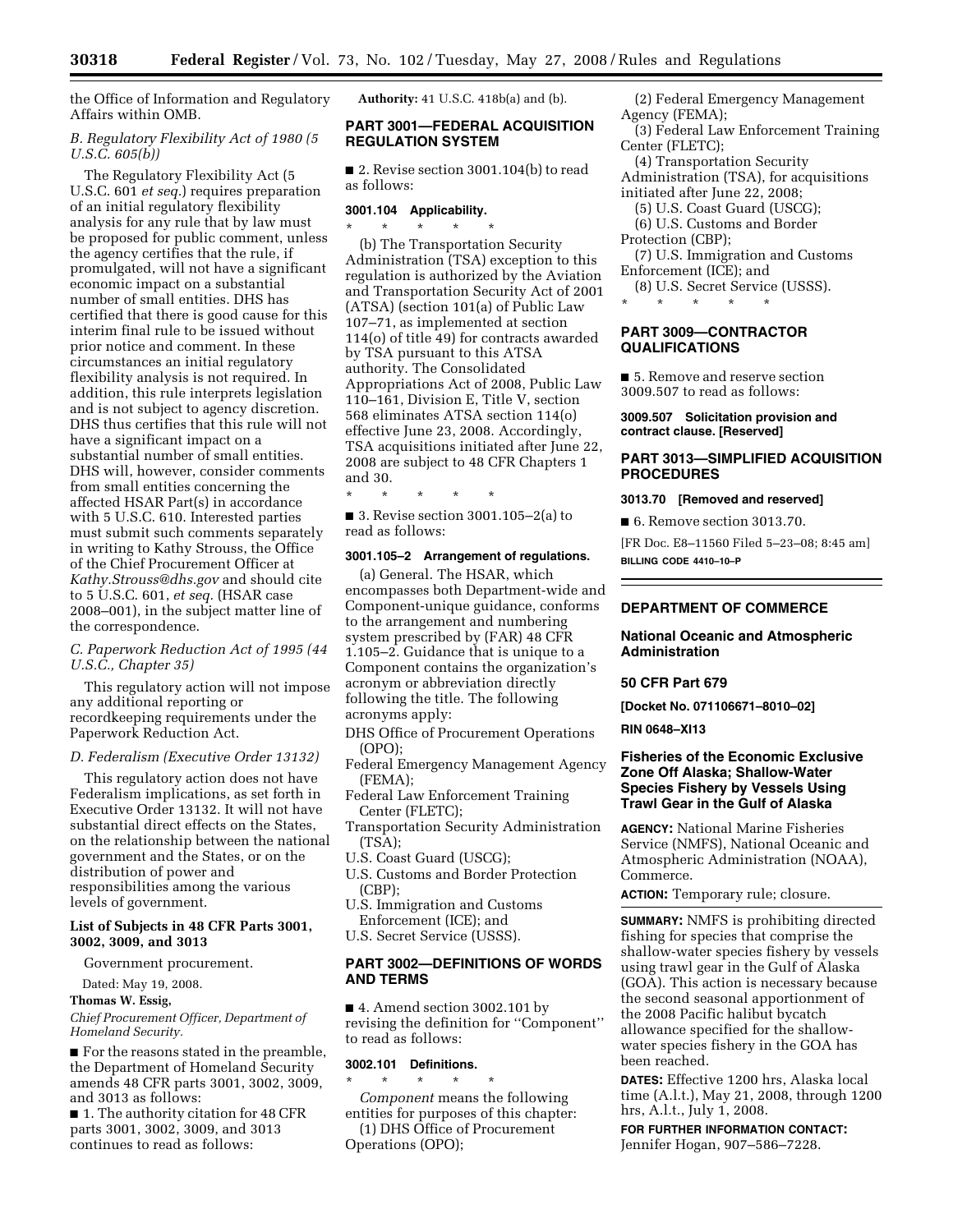the Office of Information and Regulatory Affairs within OMB.

*B. Regulatory Flexibility Act of 1980 (5 U.S.C. 605(b))*

The Regulatory Flexibility Act (5 U.S.C. 601 *et seq.*) requires preparation of an initial regulatory flexibility analysis for any rule that by law must be proposed for public comment, unless the agency certifies that the rule, if promulgated, will not have a significant economic impact on a substantial number of small entities. DHS has certified that there is good cause for this interim final rule to be issued without prior notice and comment. In these circumstances an initial regulatory flexibility analysis is not required. In addition, this rule interprets legislation and is not subject to agency discretion. DHS thus certifies that this rule will not have a significant impact on a substantial number of small entities. DHS will, however, consider comments from small entities concerning the affected HSAR Part(s) in accordance with 5 U.S.C. 610. Interested parties must submit such comments separately in writing to Kathy Strouss, the Office of the Chief Procurement Officer at *Kathy.Strouss@dhs.gov* and should cite to 5 U.S.C. 601, *et seq.* (HSAR case 2008–001), in the subject matter line of the correspondence.

*C. Paperwork Reduction Act of 1995 (44 U.S.C., Chapter 35)*

This regulatory action will not impose any additional reporting or recordkeeping requirements under the Paperwork Reduction Act.

*D. Federalism (Executive Order 13132)*

This regulatory action does not have Federalism implications, as set forth in Executive Order 13132. It will not have substantial direct effects on the States, on the relationship between the national government and the States, or on the distribution of power and responsibilities among the various levels of government.

**List of Subjects in 48 CFR Parts 3001, 3002, 3009, and 3013**

Government procurement.

Dated: May 19, 2008.

**Thomas W. Essig,**

*Chief Procurement Officer, Department of Homeland Security.*

■ For the reasons stated in the preamble, the Department of Homeland Security amends 48 CFR parts 3001, 3002, 3009, and 3013 as follows:

■ 1. The authority citation for 48 CFR parts 3001, 3002, 3009, and 3013 continues to read as follows:

**Authority:** 41 U.S.C. 418b(a) and (b).

**PART 3001—FEDERAL ACQUISITION REGULATION SYSTEM**

■ 2. Revise section 3001.104(b) to read as follows:

**3001.104 Applicability.**

\* \* \* \* \*

(b) The Transportation Security Administration (TSA) exception to this regulation is authorized by the Aviation and Transportation Security Act of 2001 (ATSA) (section 101(a) of Public Law 107–71, as implemented at section 114(o) of title 49) for contracts awarded by TSA pursuant to this ATSA authority. The Consolidated Appropriations Act of 2008, Public Law 110–161, Division E, Title V, section 568 eliminates ATSA section 114(o) effective June 23, 2008. Accordingly, TSA acquisitions initiated after June 22, 2008 are subject to 48 CFR Chapters 1 and 30.

\* \* \* \* \*

■ 3. Revise section 3001.105–2(a) to read as follows:

**3001.105–2 Arrangement of regulations.**

(a) General. The HSAR, which encompasses both Department-wide and Component-unique guidance, conforms to the arrangement and numbering system prescribed by (FAR) 48 CFR 1.105–2. Guidance that is unique to a Component contains the organization's acronym or abbreviation directly following the title. The following acronyms apply:

DHS Office of Procurement Operations (OPO);
Federal Emergency Management Agency (FEMA);
Federal Law Enforcement Training Center (FLETC);
Transportation Security Administration (TSA);
U.S. Coast Guard (USCG);
U.S. Customs and Border Protection (CBP);
U.S. Immigration and Customs Enforcement (ICE); and
U.S. Secret Service (USSS).

**PART 3002—DEFINITIONS OF WORDS AND TERMS**

■ 4. Amend section 3002.101 by revising the definition for ''Component'' to read as follows:

**3002.101 Definitions.**

\* \* \* \* \*

*Component* means the following entities for purposes of this chapter:

(1) DHS Office of Procurement Operations (OPO);

(2) Federal Emergency Management Agency (FEMA);

(3) Federal Law Enforcement Training Center (FLETC);

(4) Transportation Security Administration (TSA), for acquisitions initiated after June 22, 2008;

(5) U.S. Coast Guard (USCG);

(6) U.S. Customs and Border Protection (CBP);

(7) U.S. Immigration and Customs Enforcement (ICE); and

(8) U.S. Secret Service (USSS).

\* \* \* \* \*

**PART 3009—CONTRACTOR QUALIFICATIONS**

■ 5. Remove and reserve section 3009.507 to read as follows:

**3009.507 Solicitation provision and contract clause. [Reserved]**

**PART 3013—SIMPLIFIED ACQUISITION PROCEDURES**

**3013.70 [Removed and reserved]**

■ 6. Remove section 3013.70.

[FR Doc. E8–11560 Filed 5–23–08; 8:45 am]

**BILLING CODE 4410–10–P**

## DEPARTMENT OF COMMERCE

### National Oceanic and Atmospheric Administration

**50 CFR Part 679**

**[Docket No. 071106671–8010–02]**

**RIN 0648–XI13**

### Fisheries of the Economic Exclusive Zone Off Alaska; Shallow-Water Species Fishery by Vessels Using Trawl Gear in the Gulf of Alaska

**AGENCY:** National Marine Fisheries Service (NMFS), National Oceanic and Atmospheric Administration (NOAA), Commerce.

**ACTION:** Temporary rule; closure.

**SUMMARY:** NMFS is prohibiting directed fishing for species that comprise the shallow-water species fishery by vessels using trawl gear in the Gulf of Alaska (GOA). This action is necessary because the second seasonal apportionment of the 2008 Pacific halibut bycatch allowance specified for the shallow-water species fishery in the GOA has been reached.

**DATES:** Effective 1200 hrs, Alaska local time (A.l.t.), May 21, 2008, through 1200 hrs, A.l.t., July 1, 2008.

**FOR FURTHER INFORMATION CONTACT:** Jennifer Hogan, 907–586–7228.